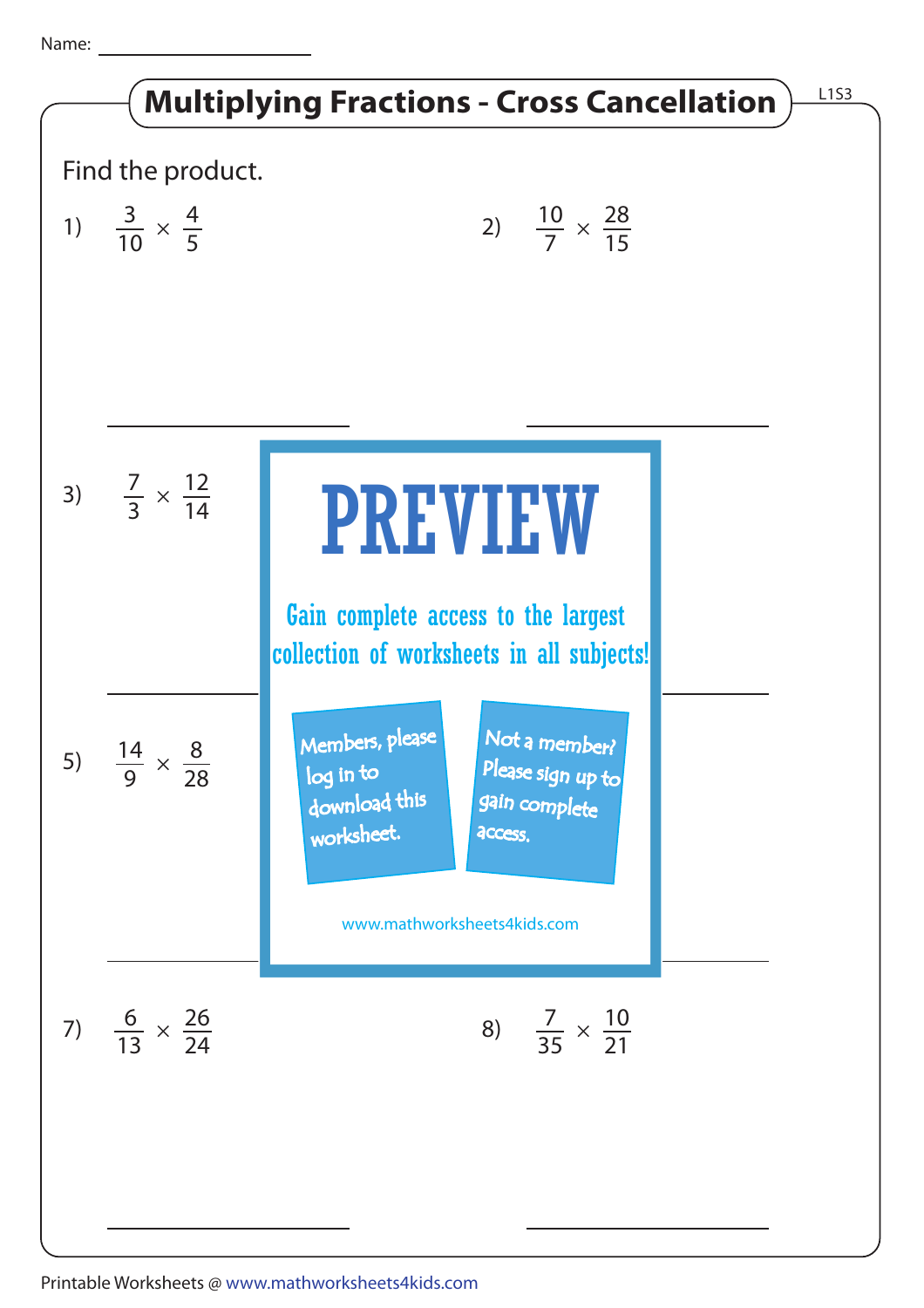Name: ____________________

# Multiplying Fractions - Cross Cancellation

Find the product.

1) $\frac{3}{10} \times \frac{4}{5}$

2) $\frac{10}{7} \times \frac{28}{15}$

3) $\frac{7}{3} \times \frac{12}{14}$

5) $\frac{14}{9} \times \frac{8}{28}$

PREVIEW

Gain complete access to the largest collection of worksheets in all subjects!

Members, please log in to download this worksheet.

Not a member? Please sign up to gain complete access.

www.mathworksheets4kids.com

7) $\frac{6}{13} \times \frac{26}{24}$

8) $\frac{7}{35} \times \frac{10}{21}$

Printable Worksheets @ www.mathworksheets4kids.com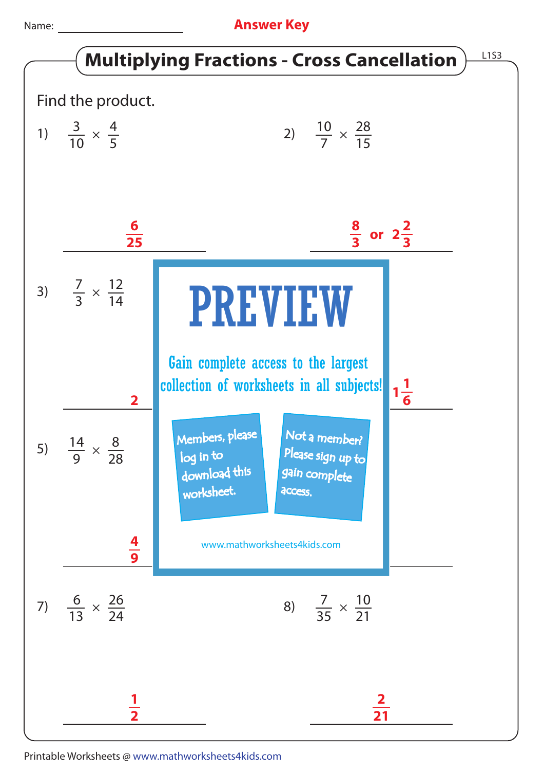Name: ______________ **Answer Key**

# Multiplying Fractions - Cross Cancellation

L1S3

Find the product.

1) $\frac{3}{10} \times \frac{4}{5}$

**$\frac{6}{25}$**

2) $\frac{10}{7} \times \frac{28}{15}$

**$\frac{8}{3}$ or $2\frac{2}{3}$**

3) $\frac{7}{3} \times \frac{12}{14}$

**2**

**$1\frac{1}{6}$**

5) $\frac{14}{9} \times \frac{8}{28}$

**$\frac{4}{9}$**

PREVIEW

Gain complete access to the largest collection of worksheets in all subjects!

Members, please log in to download this worksheet.

Not a member? Please sign up to gain complete access.

www.mathworksheets4kids.com

7) $\frac{6}{13} \times \frac{26}{24}$

**$\frac{1}{2}$**

8) $\frac{7}{35} \times \frac{10}{21}$

**$\frac{2}{21}$**

Printable Worksheets @ www.mathworksheets4kids.com